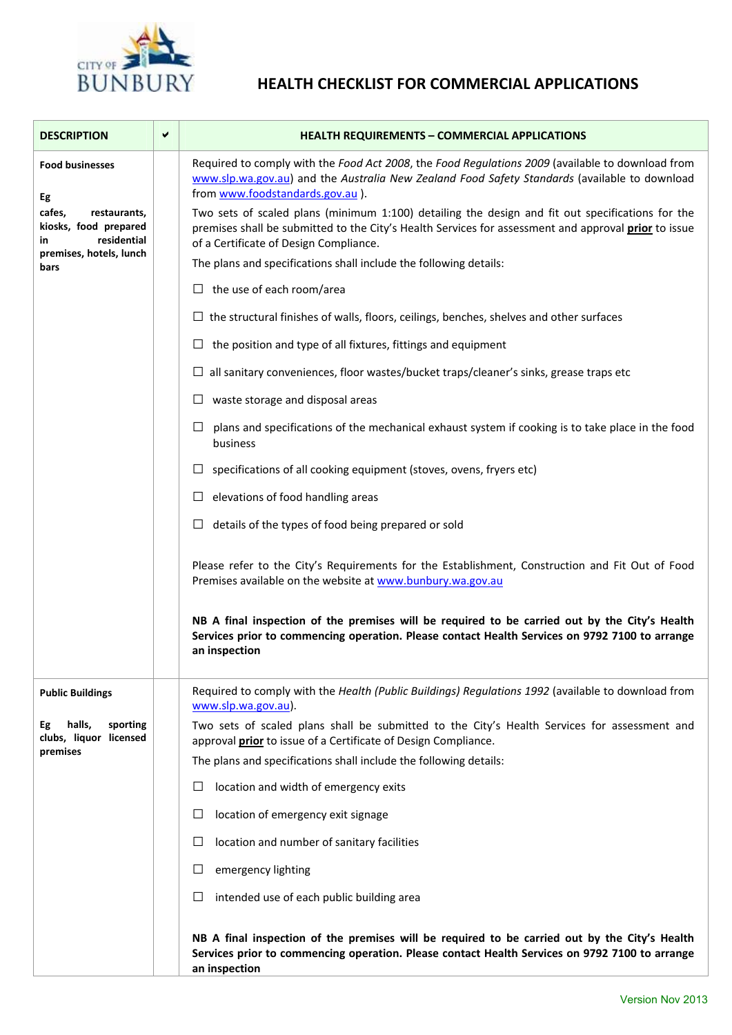# HEALTH CHECKLIST FOR COMMERCIAL APPLICATIONS

| DESCRIPTION | ✔ | HEALTH REQUIREMENTS – COMMERCIAL APPLICATIONS |
|---|---|---|
| **Food businesses**<br><br>**Eg**<br>**cafes, restaurants, kiosks, food prepared in residential premises, hotels, lunch bars** | | Required to comply with the *Food Act 2008*, the *Food Regulations 2009* (available to download from www.slp.wa.gov.au) and the *Australia New Zealand Food Safety Standards* (available to download from www.foodstandards.gov.au ).<br><br>Two sets of scaled plans (minimum 1:100) detailing the design and fit out specifications for the premises shall be submitted to the City's Health Services for assessment and approval **prior** to issue of a Certificate of Design Compliance.<br><br>The plans and specifications shall include the following details:<br><br>☐ the use of each room/area<br><br>☐ the structural finishes of walls, floors, ceilings, benches, shelves and other surfaces<br><br>☐ the position and type of all fixtures, fittings and equipment<br><br>☐ all sanitary conveniences, floor wastes/bucket traps/cleaner's sinks, grease traps etc<br><br>☐ waste storage and disposal areas<br><br>☐ plans and specifications of the mechanical exhaust system if cooking is to take place in the food business<br><br>☐ specifications of all cooking equipment (stoves, ovens, fryers etc)<br><br>☐ elevations of food handling areas<br><br>☐ details of the types of food being prepared or sold<br><br>Please refer to the City's Requirements for the Establishment, Construction and Fit Out of Food Premises available on the website at www.bunbury.wa.gov.au<br><br>**NB A final inspection of the premises will be required to be carried out by the City's Health Services prior to commencing operation. Please contact Health Services on 9792 7100 to arrange an inspection** |
| **Public Buildings**<br><br>**Eg halls, sporting clubs, liquor licensed premises** | | Required to comply with the *Health (Public Buildings) Regulations 1992* (available to download from www.slp.wa.gov.au).<br><br>Two sets of scaled plans shall be submitted to the City's Health Services for assessment and approval **prior** to issue of a Certificate of Design Compliance.<br><br>The plans and specifications shall include the following details:<br><br>☐ location and width of emergency exits<br><br>☐ location of emergency exit signage<br><br>☐ location and number of sanitary facilities<br><br>☐ emergency lighting<br><br>☐ intended use of each public building area<br><br>**NB A final inspection of the premises will be required to be carried out by the City's Health Services prior to commencing operation. Please contact Health Services on 9792 7100 to arrange an inspection** |

Version Nov 2013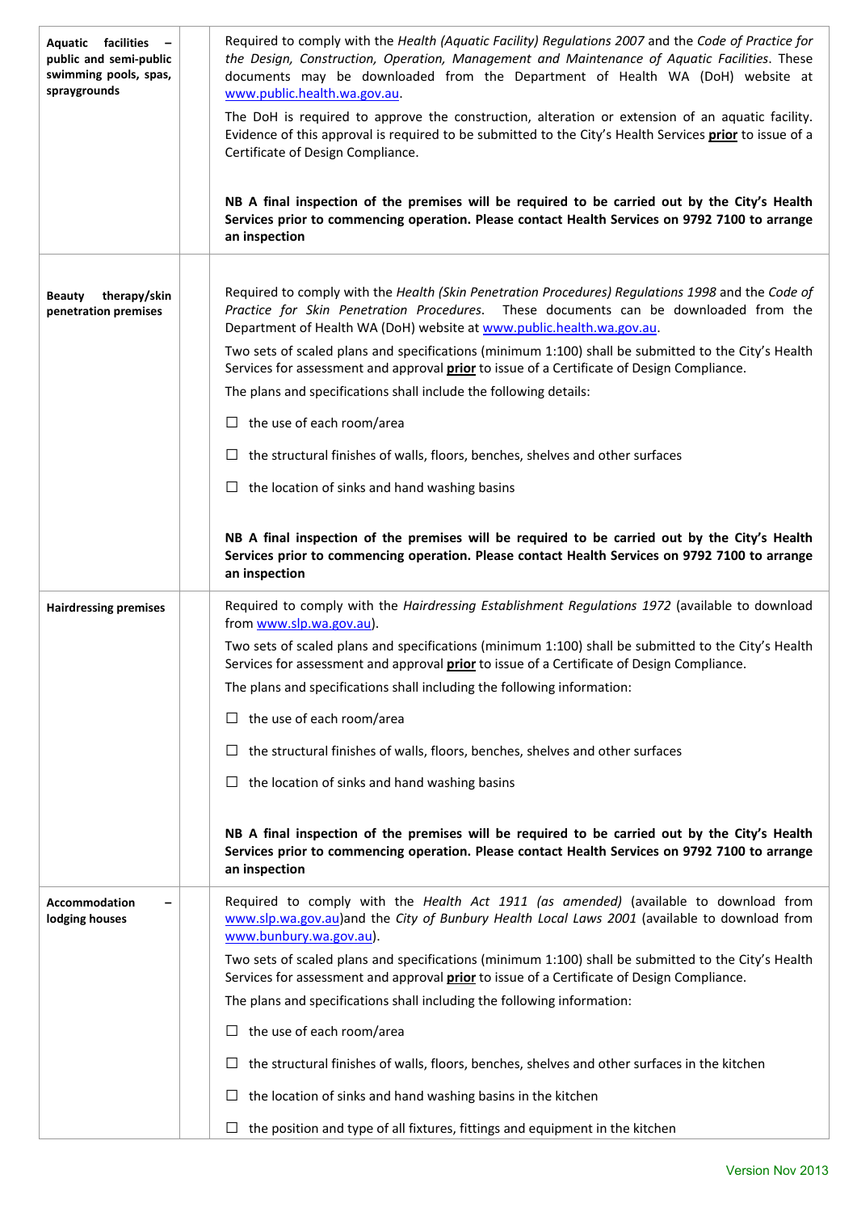| | | |
|---|---|---|
| **Aquatic facilities – public and semi-public swimming pools, spas, spraygrounds** | | Required to comply with the *Health (Aquatic Facility) Regulations 2007* and the *Code of Practice for the Design, Construction, Operation, Management and Maintenance of Aquatic Facilities*. These documents may be downloaded from the Department of Health WA (DoH) website at [www.public.health.wa.gov.au](www.public.health.wa.gov.au).<br><br>The DoH is required to approve the construction, alteration or extension of an aquatic facility. Evidence of this approval is required to be submitted to the City's Health Services **prior** to issue of a Certificate of Design Compliance.<br><br>**NB A final inspection of the premises will be required to be carried out by the City's Health Services prior to commencing operation. Please contact Health Services on 9792 7100 to arrange an inspection** |
| **Beauty therapy/skin penetration premises** | | Required to comply with the *Health (Skin Penetration Procedures) Regulations 1998* and the *Code of Practice for Skin Penetration Procedures*. These documents can be downloaded from the Department of Health WA (DoH) website at [www.public.health.wa.gov.au](www.public.health.wa.gov.au).<br><br>Two sets of scaled plans and specifications (minimum 1:100) shall be submitted to the City's Health Services for assessment and approval **prior** to issue of a Certificate of Design Compliance.<br><br>The plans and specifications shall include the following details:<br><br>☐ the use of each room/area<br><br>☐ the structural finishes of walls, floors, benches, shelves and other surfaces<br><br>☐ the location of sinks and hand washing basins<br><br>**NB A final inspection of the premises will be required to be carried out by the City's Health Services prior to commencing operation. Please contact Health Services on 9792 7100 to arrange an inspection** |
| **Hairdressing premises** | | Required to comply with the *Hairdressing Establishment Regulations 1972* (available to download from [www.slp.wa.gov.au](www.slp.wa.gov.au)).<br><br>Two sets of scaled plans and specifications (minimum 1:100) shall be submitted to the City's Health Services for assessment and approval **prior** to issue of a Certificate of Design Compliance.<br><br>The plans and specifications shall including the following information:<br><br>☐ the use of each room/area<br><br>☐ the structural finishes of walls, floors, benches, shelves and other surfaces<br><br>☐ the location of sinks and hand washing basins<br><br>**NB A final inspection of the premises will be required to be carried out by the City's Health Services prior to commencing operation. Please contact Health Services on 9792 7100 to arrange an inspection** |
| **Accommodation – lodging houses** | | Required to comply with the *Health Act 1911 (as amended)* (available to download from [www.slp.wa.gov.au](www.slp.wa.gov.au))and the *City of Bunbury Health Local Laws 2001* (available to download from [www.bunbury.wa.gov.au](www.bunbury.wa.gov.au)).<br><br>Two sets of scaled plans and specifications (minimum 1:100) shall be submitted to the City's Health Services for assessment and approval **prior** to issue of a Certificate of Design Compliance.<br><br>The plans and specifications shall including the following information:<br><br>☐ the use of each room/area<br><br>☐ the structural finishes of walls, floors, benches, shelves and other surfaces in the kitchen<br><br>☐ the location of sinks and hand washing basins in the kitchen<br><br>☐ the position and type of all fixtures, fittings and equipment in the kitchen |

Version Nov 2013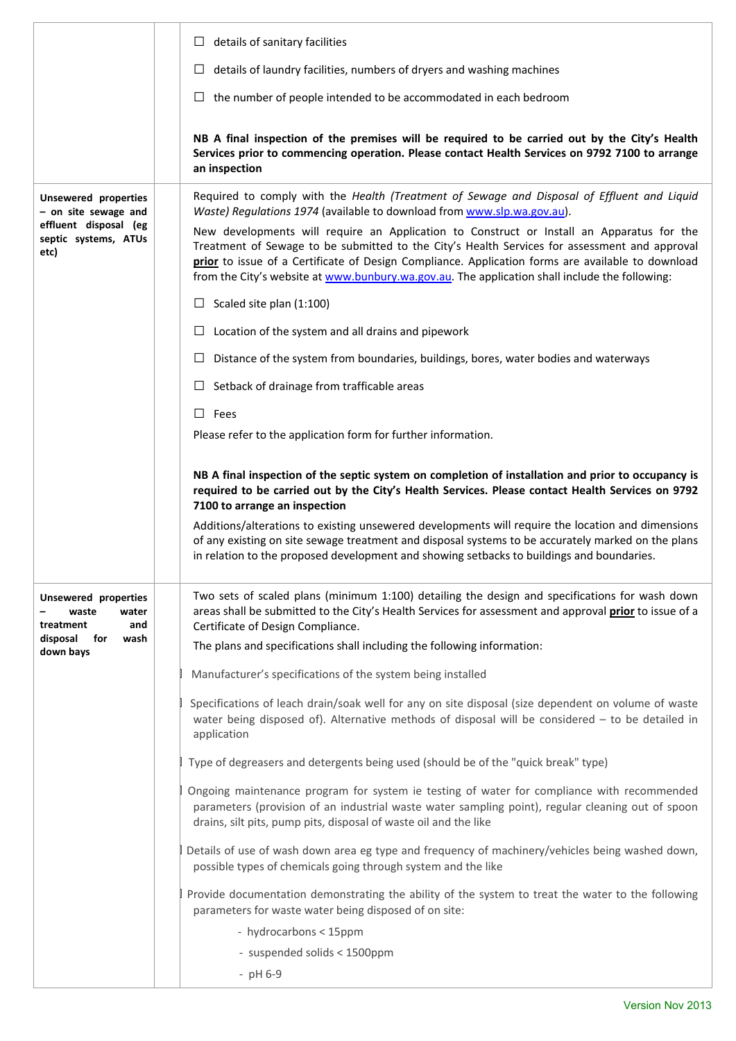| | | |
|---|---|---|
| | | ☐ details of sanitary facilities<br><br>☐ details of laundry facilities, numbers of dryers and washing machines<br><br>☐ the number of people intended to be accommodated in each bedroom<br><br>**NB A final inspection of the premises will be required to be carried out by the City's Health Services prior to commencing operation. Please contact Health Services on 9792 7100 to arrange an inspection** |
| **Unsewered properties – on site sewage and effluent disposal (eg septic systems, ATUs etc)** | | Required to comply with the *Health (Treatment of Sewage and Disposal of Effluent and Liquid Waste) Regulations 1974* (available to download from www.slp.wa.gov.au).<br><br>New developments will require an Application to Construct or Install an Apparatus for the Treatment of Sewage to be submitted to the City's Health Services for assessment and approval **prior** to issue of a Certificate of Design Compliance. Application forms are available to download from the City's website at www.bunbury.wa.gov.au. The application shall include the following:<br><br>☐ Scaled site plan (1:100)<br><br>☐ Location of the system and all drains and pipework<br><br>☐ Distance of the system from boundaries, buildings, bores, water bodies and waterways<br><br>☐ Setback of drainage from trafficable areas<br><br>☐ Fees<br><br>Please refer to the application form for further information.<br><br>**NB A final inspection of the septic system on completion of installation and prior to occupancy is required to be carried out by the City's Health Services. Please contact Health Services on 9792 7100 to arrange an inspection**<br><br>Additions/alterations to existing unsewered developments will require the location and dimensions of any existing on site sewage treatment and disposal systems to be accurately marked on the plans in relation to the proposed development and showing setbacks to buildings and boundaries. |
| **Unsewered properties – waste water treatment and disposal for wash down bays** | | Two sets of scaled plans (minimum 1:100) detailing the design and specifications for wash down areas shall be submitted to the City's Health Services for assessment and approval **prior** to issue of a Certificate of Design Compliance.<br><br>The plans and specifications shall including the following information:<br><br>- Manufacturer's specifications of the system being installed<br>- Specifications of leach drain/soak well for any on site disposal (size dependent on volume of waste water being disposed of). Alternative methods of disposal will be considered – to be detailed in application<br>- Type of degreasers and detergents being used (should be of the "quick break" type)<br>- Ongoing maintenance program for system ie testing of water for compliance with recommended parameters (provision of an industrial waste water sampling point), regular cleaning out of spoon drains, silt pits, pump pits, disposal of waste oil and the like<br>- Details of use of wash down area eg type and frequency of machinery/vehicles being washed down, possible types of chemicals going through system and the like<br>- Provide documentation demonstrating the ability of the system to treat the water to the following parameters for waste water being disposed of on site:<br>&nbsp;&nbsp;- hydrocarbons < 15ppm<br>&nbsp;&nbsp;- suspended solids < 1500ppm<br>&nbsp;&nbsp;- pH 6-9 |

Version Nov 2013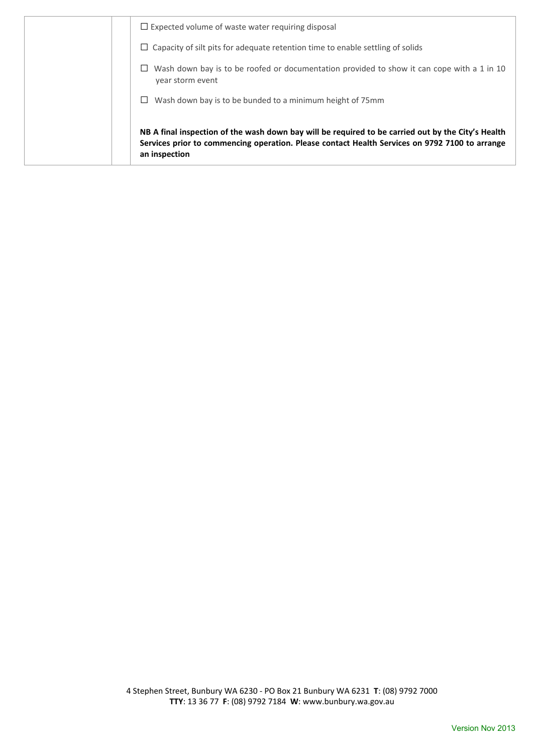| | | |
|---|---|---|
| | | ☐ Expected volume of waste water requiring disposal<br><br>☐ Capacity of silt pits for adequate retention time to enable settling of solids<br><br>☐ Wash down bay is to be roofed or documentation provided to show it can cope with a 1 in 10 year storm event<br><br>☐ Wash down bay is to be bunded to a minimum height of 75mm<br><br>**NB A final inspection of the wash down bay will be required to be carried out by the City's Health Services prior to commencing operation. Please contact Health Services on 9792 7100 to arrange an inspection** |

4 Stephen Street, Bunbury WA 6230 - PO Box 21 Bunbury WA 6231 **T**: (08) 9792 7000
**TTY**: 13 36 77 **F**: (08) 9792 7184 **W**: www.bunbury.wa.gov.au

Version Nov 2013